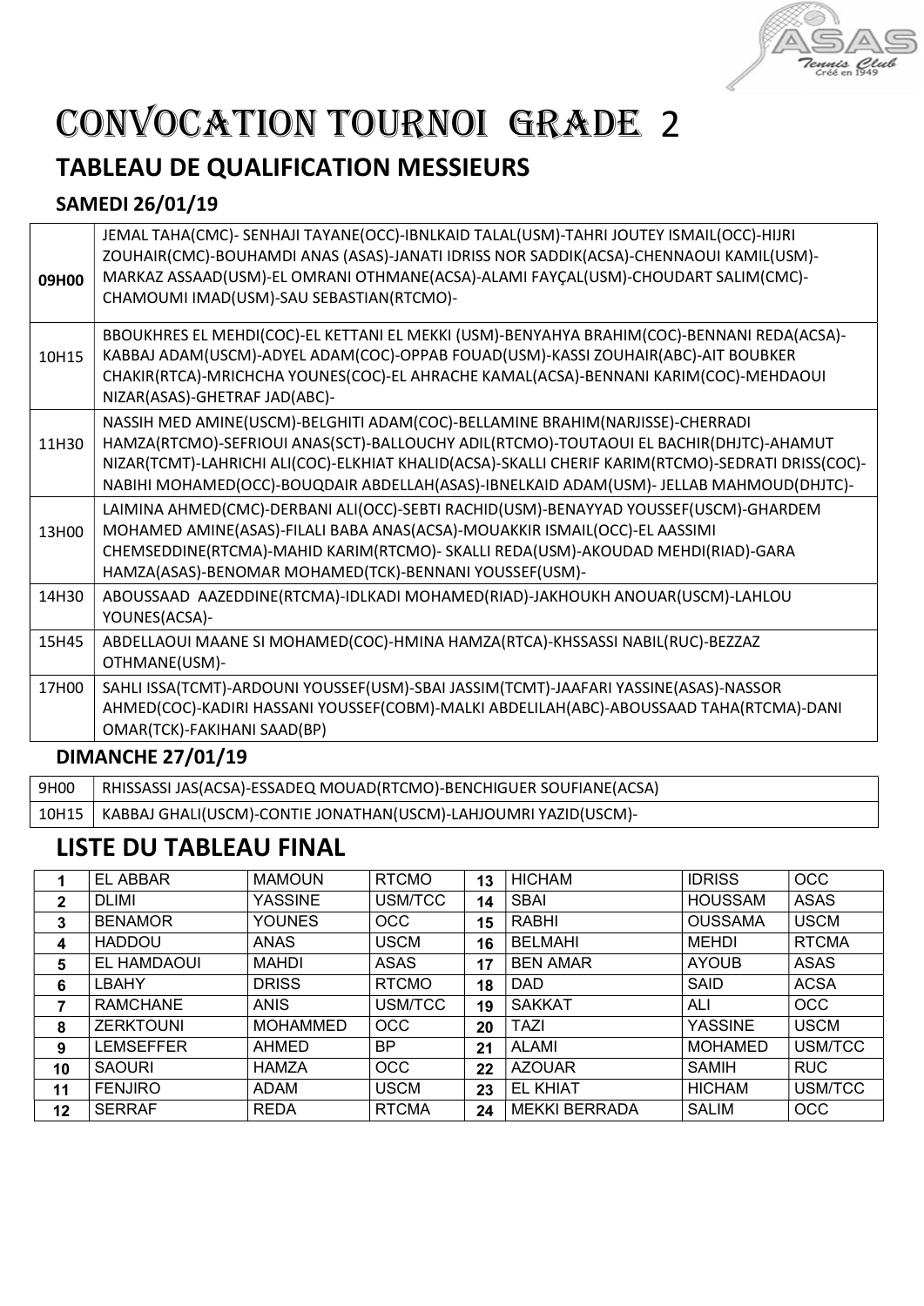# CONVOCATION TOURNOI GRADE 2

## TABLEAU DE QUALIFICATION MESSIEURS

### SAMEDI 26/01/19

| | |
|---|---|
| **09H00** | JEMAL TAHA(CMC)- SENHAJI TAYANE(OCC)-IBNLKAID TALAL(USM)-TAHRI JOUTEY ISMAIL(OCC)-HIJRI ZOUHAIR(CMC)-BOUHAMDI ANAS (ASAS)-JANATI IDRISS NOR SADDIK(ACSA)-CHENNAOUI KAMIL(USM)-MARKAZ ASSAAD(USM)-EL OMRANI OTHMANE(ACSA)-ALAMI FAYÇAL(USM)-CHOUDART SALIM(CMC)-CHAMOUMI IMAD(USM)-SAU SEBASTIAN(RTCMO)- |
| 10H15 | BBOUKHRES EL MEHDI(COC)-EL KETTANI EL MEKKI (USM)-BENYAHYA BRAHIM(COC)-BENNANI REDA(ACSA)-KABBAJ ADAM(USCM)-ADYEL ADAM(COC)-OPPAB FOUAD(USM)-KASSI ZOUHAIR(ABC)-AIT BOUBKER CHAKIR(RTCA)-MRICHCHA YOUNES(COC)-EL AHRACHE KAMAL(ACSA)-BENNANI KARIM(COC)-MEHDAOUI NIZAR(ASAS)-GHETRAF JAD(ABC)- |
| 11H30 | NASSIH MED AMINE(USCM)-BELGHITI ADAM(COC)-BELLAMINE BRAHIM(NARJISSE)-CHERRADI HAMZA(RTCMO)-SEFRIOUI ANAS(SCT)-BALLOUCHY ADIL(RTCMO)-TOUTAOUI EL BACHIR(DHJTC)-AHAMUT NIZAR(TCMT)-LAHRICHI ALI(COC)-ELKHIAT KHALID(ACSA)-SKALLI CHERIF KARIM(RTCMO)-SEDRATI DRISS(COC)-NABIHI MOHAMED(OCC)-BOUQDAIR ABDELLAH(ASAS)-IBNELKAID ADAM(USM)- JELLAB MAHMOUD(DHJTC)- |
| 13H00 | LAIMINA AHMED(CMC)-DERBANI ALI(OCC)-SEBTI RACHID(USM)-BENAYYAD YOUSSEF(USCM)-GHARDEM MOHAMED AMINE(ASAS)-FILALI BABA ANAS(ACSA)-MOUAKKIR ISMAIL(OCC)-EL AASSIMI CHEMSEDDINE(RTCMA)-MAHID KARIM(RTCMO)- SKALLI REDA(USM)-AKOUDAD MEHDI(RIAD)-GARA HAMZA(ASAS)-BENOMAR MOHAMED(TCK)-BENNANI YOUSSEF(USM)- |
| 14H30 | ABOUSSAAD AAZEDDINE(RTCMA)-IDLKADI MOHAMED(RIAD)-JAKHOUKH ANOUAR(USCM)-LAHLOU YOUNES(ACSA)- |
| 15H45 | ABDELLAOUI MAANE SI MOHAMED(COC)-HMINA HAMZA(RTCA)-KHSSASSI NABIL(RUC)-BEZZAZ OTHMANE(USM)- |
| 17H00 | SAHLI ISSA(TCMT)-ARDOUNI YOUSSEF(USM)-SBAI JASSIM(TCMT)-JAAFARI YASSINE(ASAS)-NASSOR AHMED(COC)-KADIRI HASSANI YOUSSEF(COBM)-MALKI ABDELILAH(ABC)-ABOUSSAAD TAHA(RTCMA)-DANI OMAR(TCK)-FAKIHANI SAAD(BP) |

### DIMANCHE 27/01/19

| | |
|---|---|
| 9H00 | RHISSASSI JAS(ACSA)-ESSADEQ MOUAD(RTCMO)-BENCHIGUER SOUFIANE(ACSA) |
| 10H15 | KABBAJ GHALI(USCM)-CONTIE JONATHAN(USCM)-LAHJOUMRI YAZID(USCM)- |

## LISTE DU TABLEAU FINAL

| | | | | | | | |
|---|---|---|---|---|---|---|---|
| **1** | EL ABBAR | MAMOUN | RTCMO | **13** | HICHAM | IDRISS | OCC |
| **2** | DLIMI | YASSINE | USM/TCC | **14** | SBAI | HOUSSAM | ASAS |
| **3** | BENAMOR | YOUNES | OCC | **15** | RABHI | OUSSAMA | USCM |
| **4** | HADDOU | ANAS | USCM | **16** | BELMAHI | MEHDI | RTCMA |
| **5** | EL HAMDAOUI | MAHDI | ASAS | **17** | BEN AMAR | AYOUB | ASAS |
| **6** | LBAHY | DRISS | RTCMO | **18** | DAD | SAID | ACSA |
| **7** | RAMCHANE | ANIS | USM/TCC | **19** | SAKKAT | ALI | OCC |
| **8** | ZERKTOUNI | MOHAMMED | OCC | **20** | TAZI | YASSINE | USCM |
| **9** | LEMSEFFER | AHMED | BP | **21** | ALAMI | MOHAMED | USM/TCC |
| **10** | SAOURI | HAMZA | OCC | **22** | AZOUAR | SAMIH | RUC |
| **11** | FENJIRO | ADAM | USCM | **23** | EL KHIAT | HICHAM | USM/TCC |
| **12** | SERRAF | REDA | RTCMA | **24** | MEKKI BERRADA | SALIM | OCC |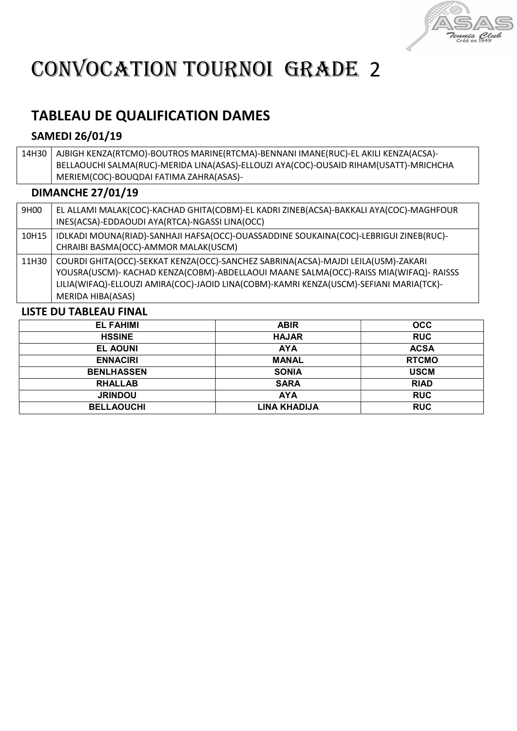# CONVOCATION TOURNOI GRADE 2

## TABLEAU DE QUALIFICATION DAMES

### SAMEDI 26/01/19

| | |
|---|---|
| 14H30 | AJBIGH KENZA(RTCMO)-BOUTROS MARINE(RTCMA)-BENNANI IMANE(RUC)-EL AKILI KENZA(ACSA)-BELLAOUCHI SALMA(RUC)-MERIDA LINA(ASAS)-ELLOUZI AYA(COC)-OUSAID RIHAM(USATT)-MRICHCHA MERIEM(COC)-BOUQDAI FATIMA ZAHRA(ASAS)- |

### DIMANCHE 27/01/19

| | |
|---|---|
| 9H00 | EL ALLAMI MALAK(COC)-KACHAD GHITA(COBM)-EL KADRI ZINEB(ACSA)-BAKKALI AYA(COC)-MAGHFOUR INES(ACSA)-EDDAOUDI AYA(RTCA)-NGASSI LINA(OCC) |
| 10H15 | IDLKADI MOUNA(RIAD)-SANHAJI HAFSA(OCC)-OUASSADDINE SOUKAINA(COC)-LEBRIGUI ZINEB(RUC)-CHRAIBI BASMA(OCC)-AMMOR MALAK(USCM) |
| 11H30 | COURDI GHITA(OCC)-SEKKAT KENZA(OCC)-SANCHEZ SABRINA(ACSA)-MAJDI LEILA(USM)-ZAKARI YOUSRA(USCM)- KACHAD KENZA(COBM)-ABDELLAOUI MAANE SALMA(OCC)-RAISS MIA(WIFAQ)- RAISSS LILIA(WIFAQ)-ELLOUZI AMIRA(COC)-JAOID LINA(COBM)-KAMRI KENZA(USCM)-SEFIANI MARIA(TCK)-MERIDA HIBA(ASAS) |

### LISTE DU TABLEAU FINAL

| | | |
|---|---|---|
| EL FAHIMI | ABIR | OCC |
| HSSINE | HAJAR | RUC |
| EL AOUNI | AYA | ACSA |
| ENNACIRI | MANAL | RTCMO |
| BENLHASSEN | SONIA | USCM |
| RHALLAB | SARA | RIAD |
| JRINDOU | AYA | RUC |
| BELLAOUCHI | LINA KHADIJA | RUC |